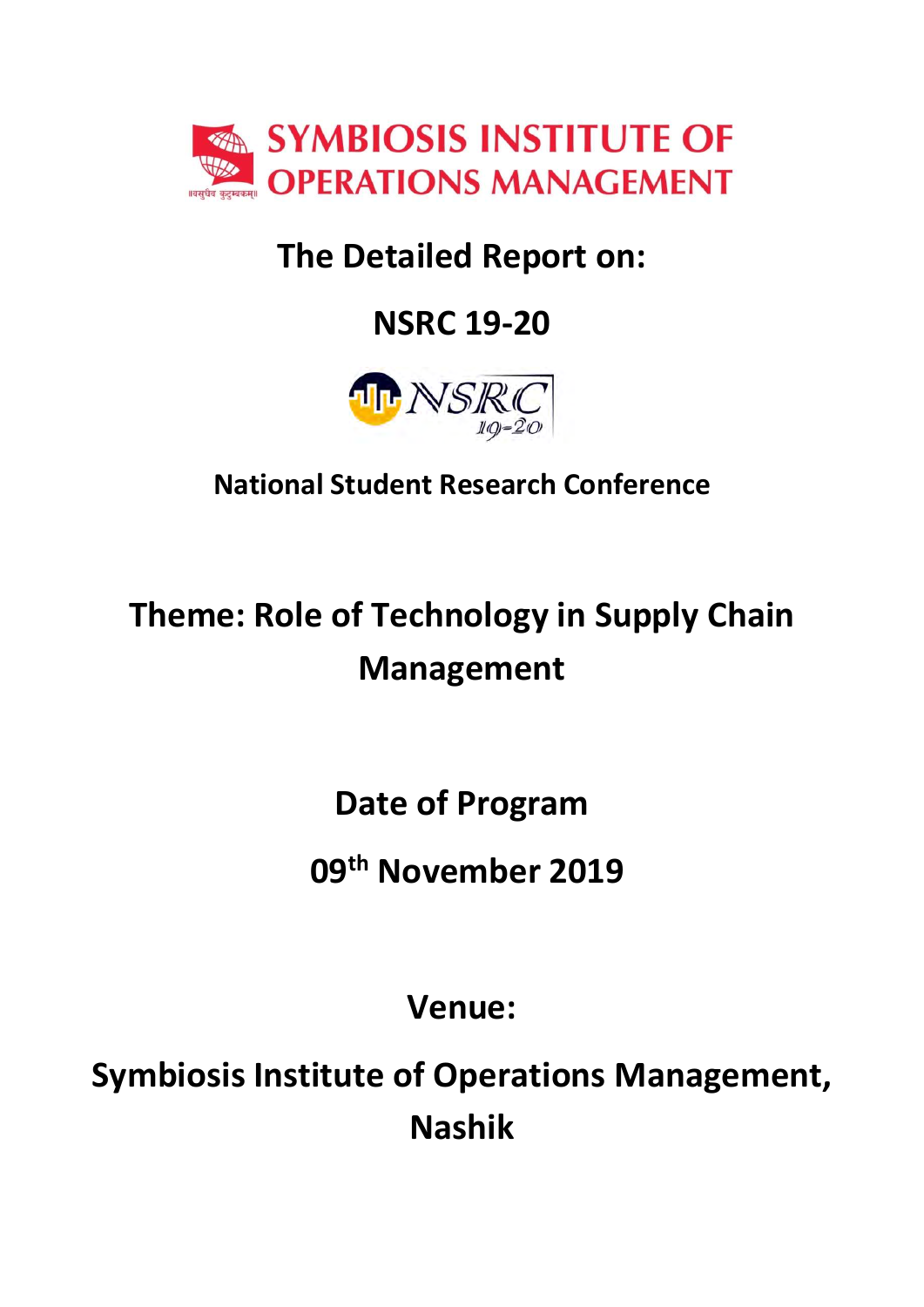# SYMBIOSIS INSTITUTE OF OPERATIONS MANAGEMENT

## The Detailed Report on:

## NSRC 19-20

### National Student Research Conference

## Theme: Role of Technology in Supply Chain Management

## Date of Program

## 09th November 2019

## Venue:

## Symbiosis Institute of Operations Management, Nashik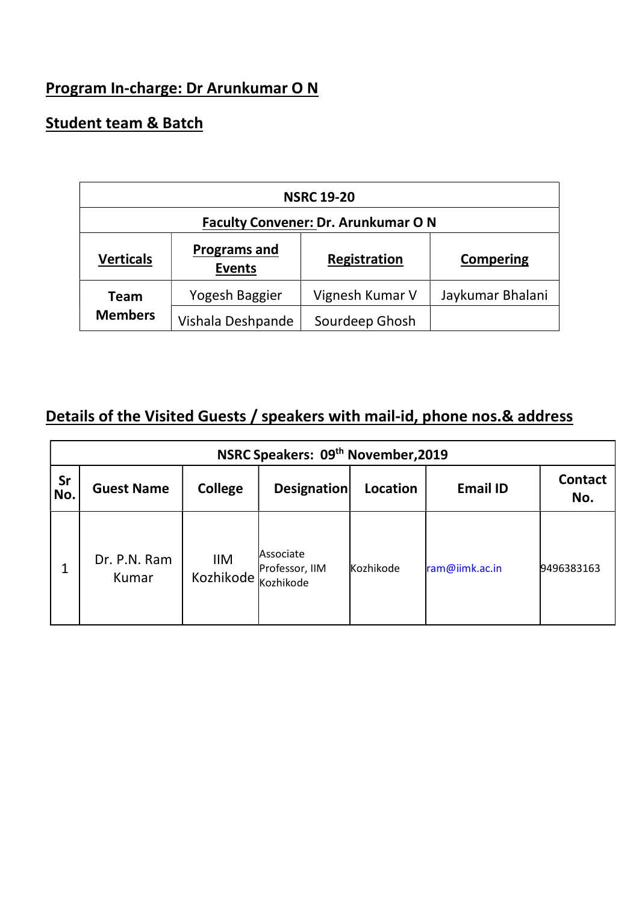**Program In-charge: Dr Arunkumar O N**

**Student team & Batch**

| NSRC 19-20 | | | |
|---|---|---|---|
| **Faculty Convener: Dr. Arunkumar O N** | | | |
| **Verticals** | **Programs and Events** | **Registration** | **Compering** |
| **Team Members** | Yogesh Baggier | Vignesh Kumar V | Jaykumar Bhalani |
| | Vishala Deshpande | Sourdeep Ghosh | |

**Details of the Visited Guests / speakers with mail-id, phone nos.& address**

| NSRC Speakers: 09th November,2019 | | | | | | |
|---|---|---|---|---|---|---|
| **Sr No.** | **Guest Name** | **College** | **Designation** | **Location** | **Email ID** | **Contact No.** |
| 1 | Dr. P.N. Ram Kumar | IIM Kozhikode | Associate Professor, IIM Kozhikode | Kozhikode | ram@iimk.ac.in | 9496383163 |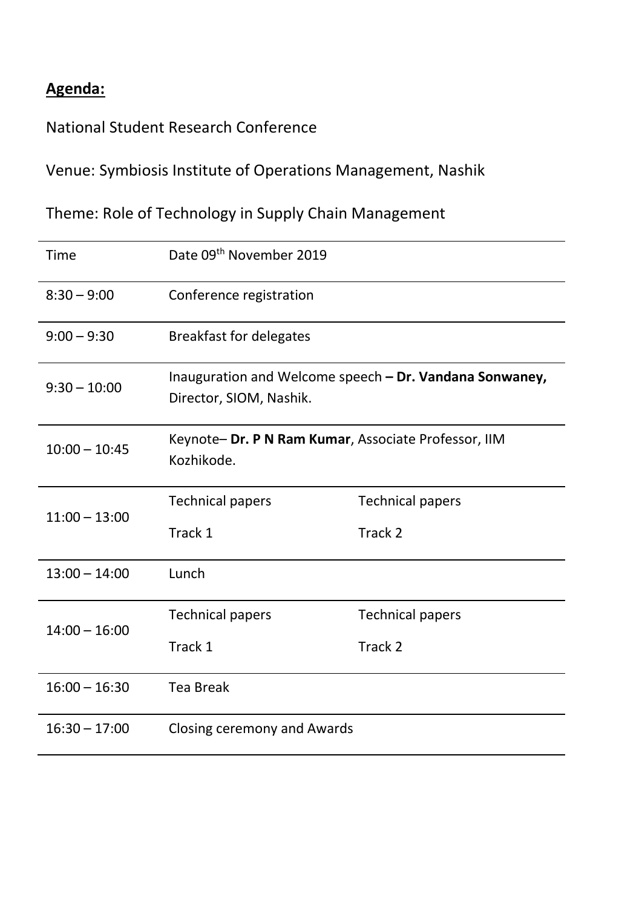**Agenda:**

National Student Research Conference

Venue: Symbiosis Institute of Operations Management, Nashik

Theme: Role of Technology in Supply Chain Management

| Time | Date 09th November 2019 | |
|---|---|---|
| 8:30 – 9:00 | Conference registration | |
| 9:00 – 9:30 | Breakfast for delegates | |
| 9:30 – 10:00 | Inauguration and Welcome speech **– Dr. Vandana Sonwaney,** Director, SIOM, Nashik. | |
| 10:00 – 10:45 | Keynote– **Dr. P N Ram Kumar**, Associate Professor, IIM Kozhikode. | |
| 11:00 – 13:00 | Technical papers<br>Track 1 | Technical papers<br>Track 2 |
| 13:00 – 14:00 | Lunch | |
| 14:00 – 16:00 | Technical papers<br>Track 1 | Technical papers<br>Track 2 |
| 16:00 – 16:30 | Tea Break | |
| 16:30 – 17:00 | Closing ceremony and Awards | |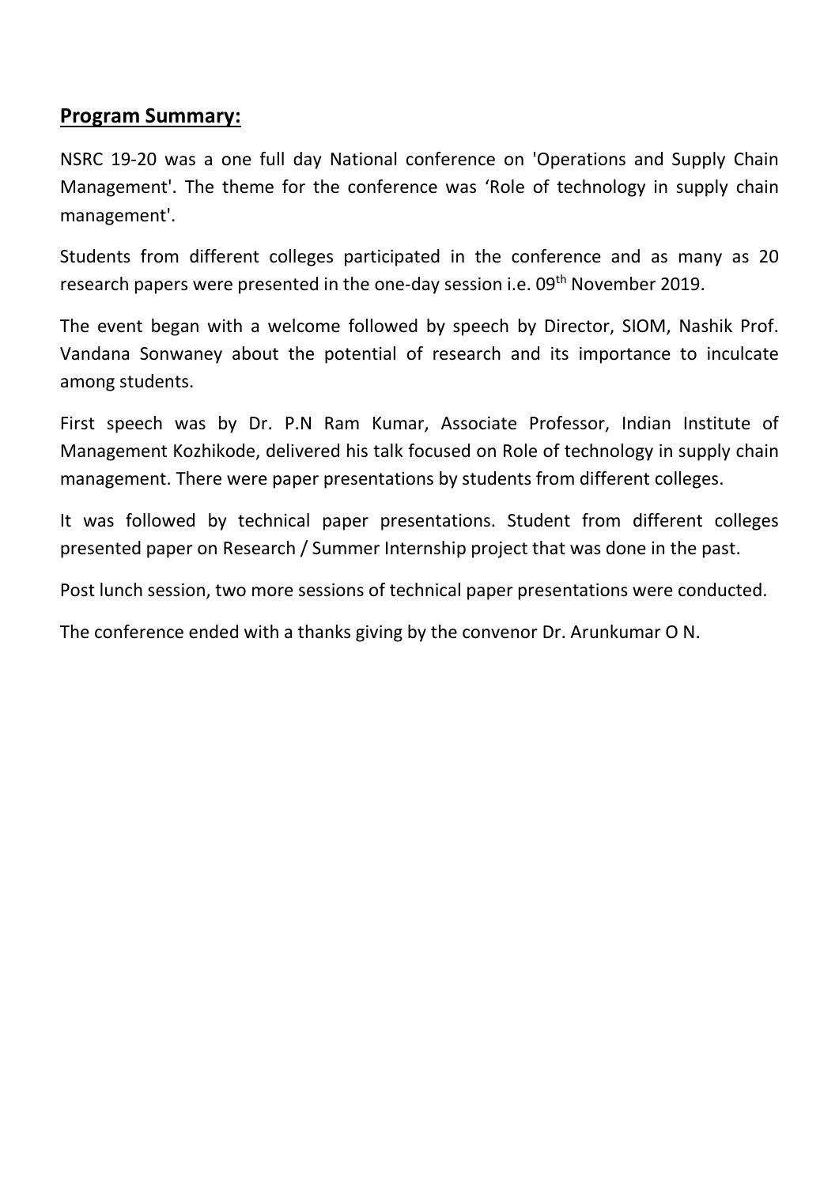## **Program Summary:**

NSRC 19-20 was a one full day National conference on 'Operations and Supply Chain Management'. The theme for the conference was 'Role of technology in supply chain management'.

Students from different colleges participated in the conference and as many as 20 research papers were presented in the one-day session i.e. 09th November 2019.

The event began with a welcome followed by speech by Director, SIOM, Nashik Prof. Vandana Sonwaney about the potential of research and its importance to inculcate among students.

First speech was by Dr. P.N Ram Kumar, Associate Professor, Indian Institute of Management Kozhikode, delivered his talk focused on Role of technology in supply chain management. There were paper presentations by students from different colleges.

It was followed by technical paper presentations. Student from different colleges presented paper on Research / Summer Internship project that was done in the past.

Post lunch session, two more sessions of technical paper presentations were conducted.

The conference ended with a thanks giving by the convenor Dr. Arunkumar O N.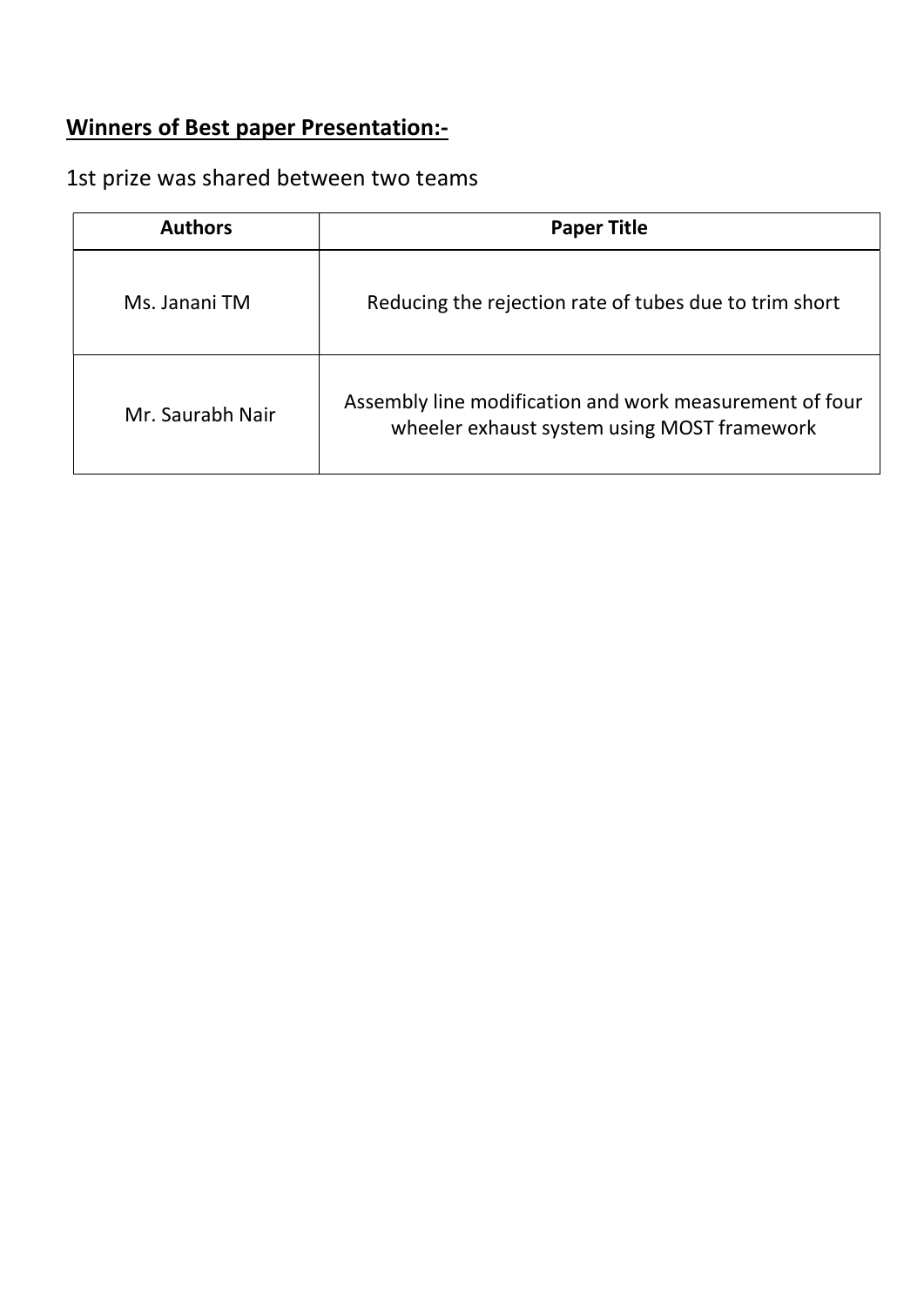## **Winners of Best paper Presentation:-**

1st prize was shared between two teams

| **Authors** | **Paper Title** |
| --- | --- |
| Ms. Janani TM | Reducing the rejection rate of tubes due to trim short |
| Mr. Saurabh Nair | Assembly line modification and work measurement of four wheeler exhaust system using MOST framework |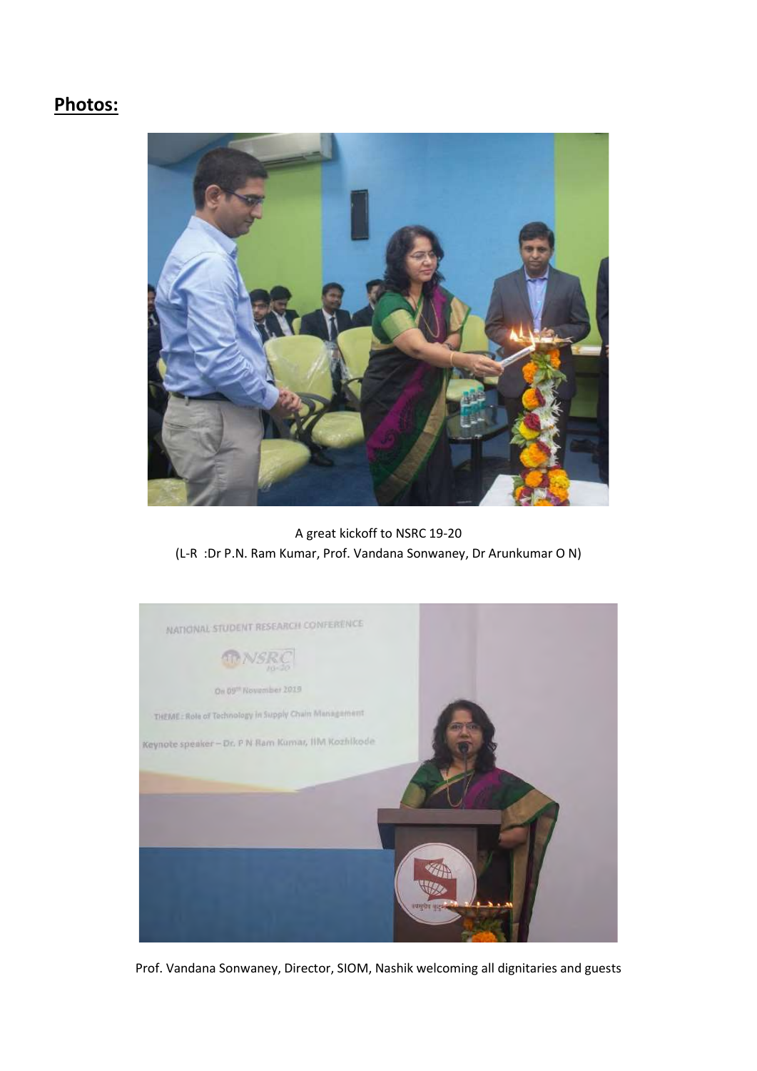## **Photos:**

A great kickoff to NSRC 19-20
(L-R :Dr P.N. Ram Kumar, Prof. Vandana Sonwaney, Dr Arunkumar O N)

Prof. Vandana Sonwaney, Director, SIOM, Nashik welcoming all dignitaries and guests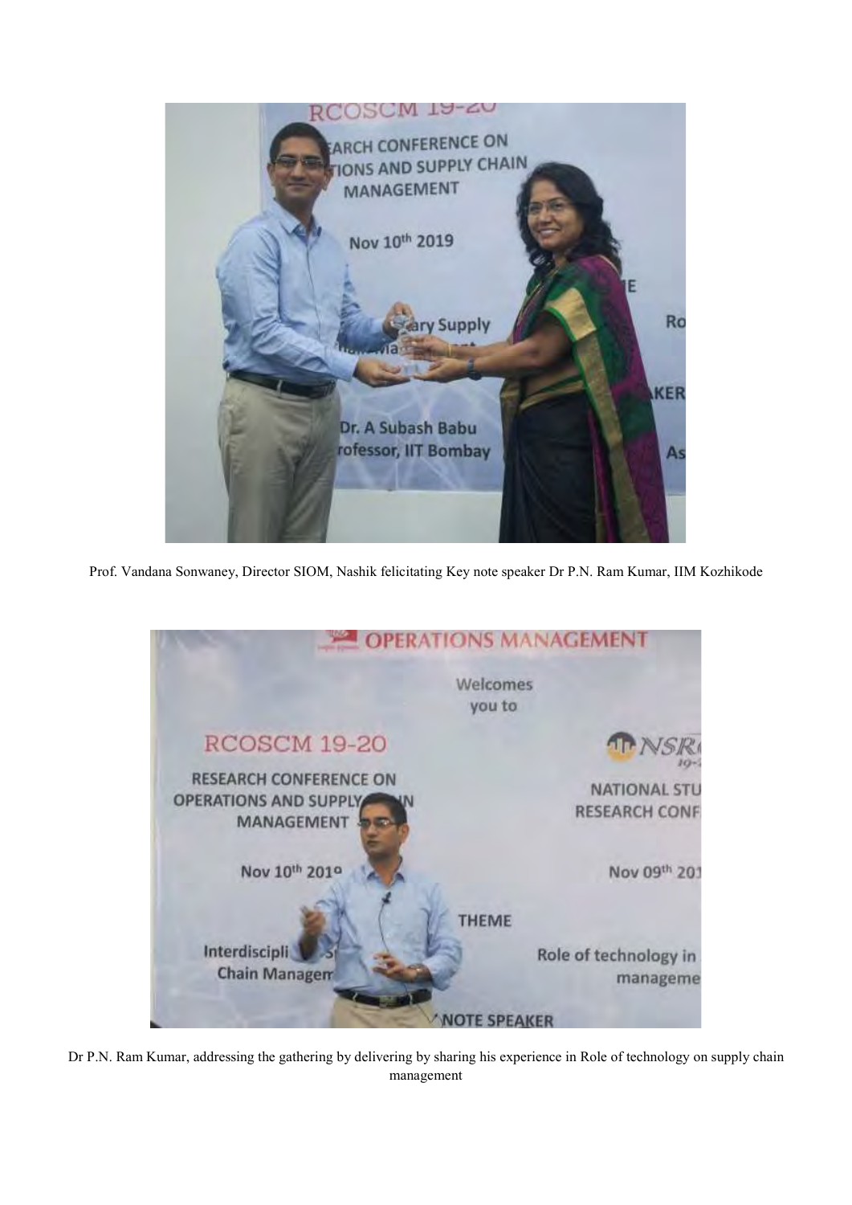Prof. Vandana Sonwaney, Director SIOM, Nashik felicitating Key note speaker Dr P.N. Ram Kumar, IIM Kozhikode

Dr P.N. Ram Kumar, addressing the gathering by delivering by sharing his experience in Role of technology on supply chain management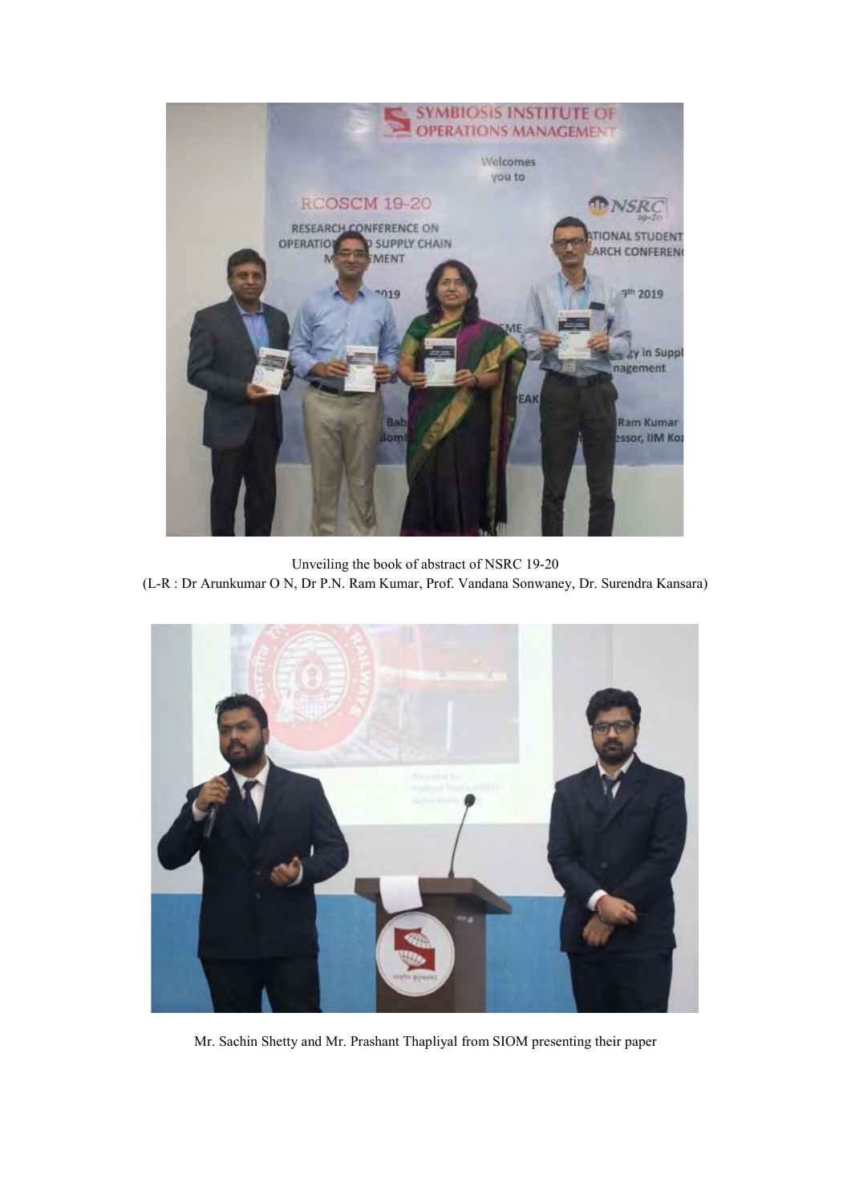Unveiling the book of abstract of NSRC 19-20
(L-R : Dr Arunkumar O N, Dr P.N. Ram Kumar, Prof. Vandana Sonwaney, Dr. Surendra Kansara)

Mr. Sachin Shetty and Mr. Prashant Thapliyal from SIOM presenting their paper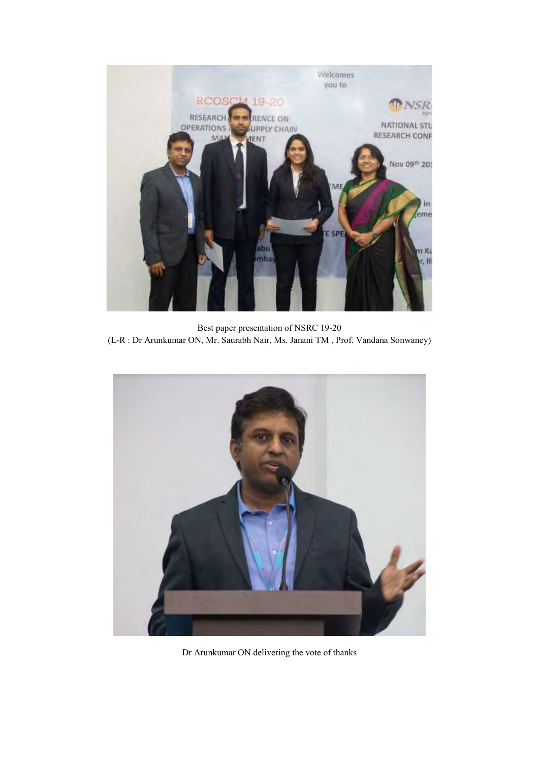Best paper presentation of NSRC 19-20
(L-R : Dr Arunkumar ON, Mr. Saurabh Nair, Ms. Janani TM , Prof. Vandana Sonwaney)

Dr Arunkumar ON delivering the vote of thanks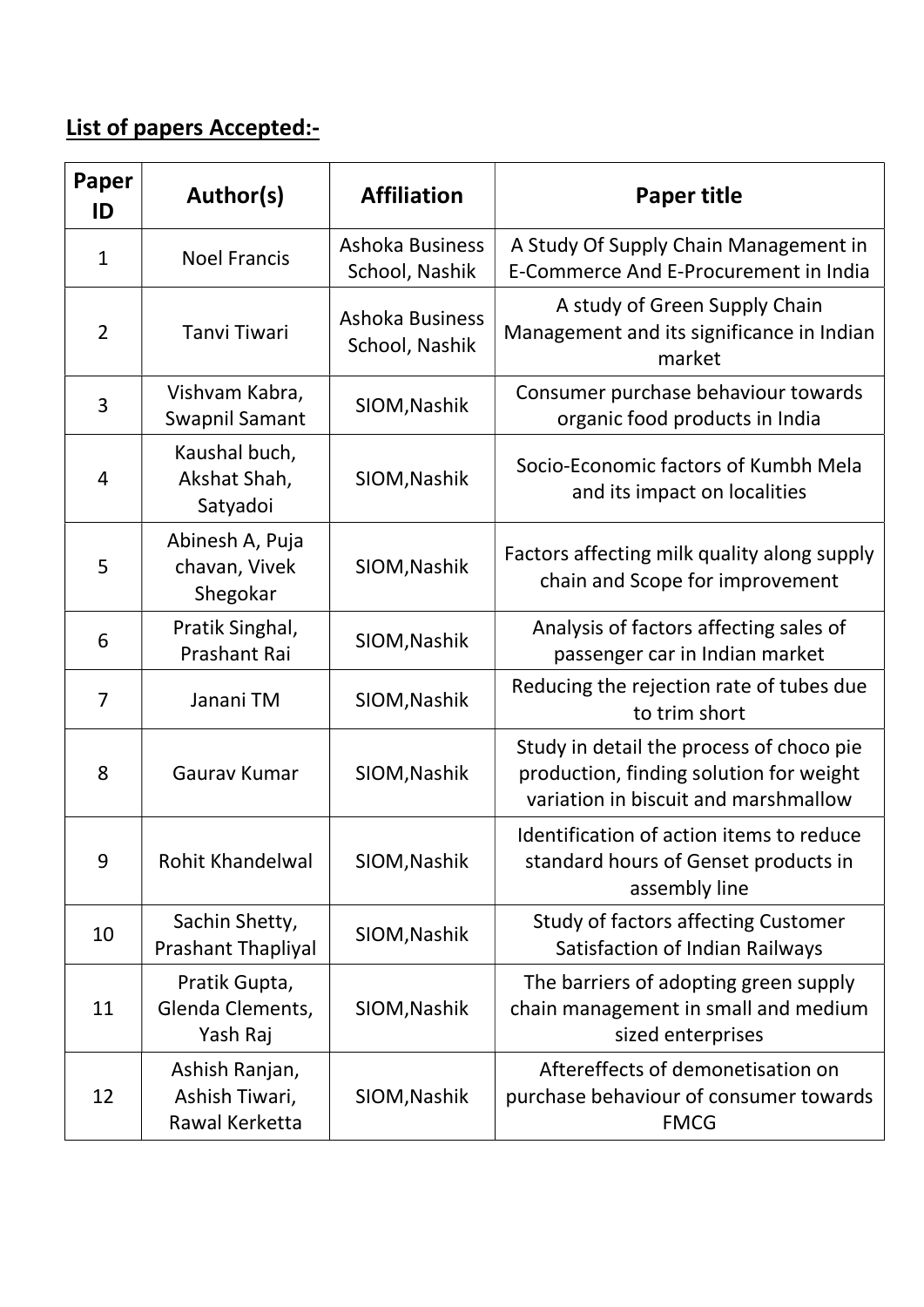**List of papers Accepted:-**

| Paper ID | Author(s) | Affiliation | Paper title |
|---|---|---|---|
| 1 | Noel Francis | Ashoka Business School, Nashik | A Study Of Supply Chain Management in E-Commerce And E-Procurement in India |
| 2 | Tanvi Tiwari | Ashoka Business School, Nashik | A study of Green Supply Chain Management and its significance in Indian market |
| 3 | Vishvam Kabra, Swapnil Samant | SIOM,Nashik | Consumer purchase behaviour towards organic food products in India |
| 4 | Kaushal buch, Akshat Shah, Satyadoi | SIOM,Nashik | Socio-Economic factors of Kumbh Mela and its impact on localities |
| 5 | Abinesh A, Puja chavan, Vivek Shegokar | SIOM,Nashik | Factors affecting milk quality along supply chain and Scope for improvement |
| 6 | Pratik Singhal, Prashant Rai | SIOM,Nashik | Analysis of factors affecting sales of passenger car in Indian market |
| 7 | Janani TM | SIOM,Nashik | Reducing the rejection rate of tubes due to trim short |
| 8 | Gaurav Kumar | SIOM,Nashik | Study in detail the process of choco pie production, finding solution for weight variation in biscuit and marshmallow |
| 9 | Rohit Khandelwal | SIOM,Nashik | Identification of action items to reduce standard hours of Genset products in assembly line |
| 10 | Sachin Shetty, Prashant Thapliyal | SIOM,Nashik | Study of factors affecting Customer Satisfaction of Indian Railways |
| 11 | Pratik Gupta, Glenda Clements, Yash Raj | SIOM,Nashik | The barriers of adopting green supply chain management in small and medium sized enterprises |
| 12 | Ashish Ranjan, Ashish Tiwari, Rawal Kerketta | SIOM,Nashik | Aftereffects of demonetisation on purchase behaviour of consumer towards FMCG |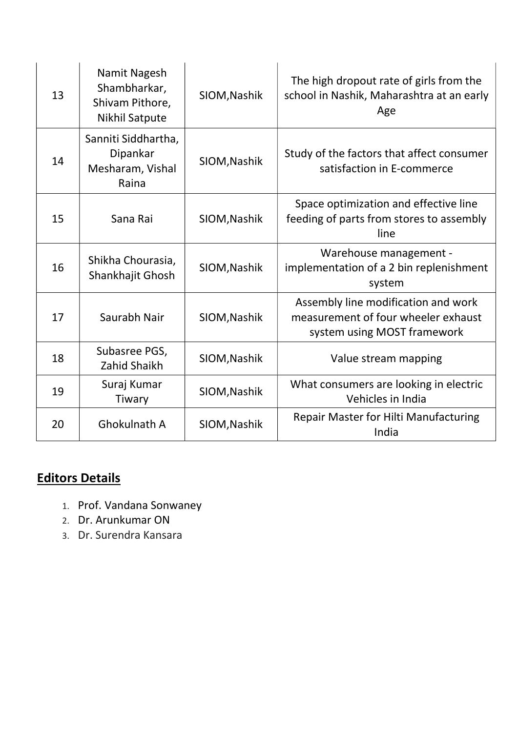| 13 | Namit Nagesh Shambharkar, Shivam Pithore, Nikhil Satpute | SIOM,Nashik | The high dropout rate of girls from the school in Nashik, Maharashtra at an early Age |
|---|---|---|---|
| 14 | Sanniti Siddhartha, Dipankar Mesharam, Vishal Raina | SIOM,Nashik | Study of the factors that affect consumer satisfaction in E-commerce |
| 15 | Sana Rai | SIOM,Nashik | Space optimization and effective line feeding of parts from stores to assembly line |
| 16 | Shikha Chourasia, Shankhajit Ghosh | SIOM,Nashik | Warehouse management - implementation of a 2 bin replenishment system |
| 17 | Saurabh Nair | SIOM,Nashik | Assembly line modification and work measurement of four wheeler exhaust system using MOST framework |
| 18 | Subasree PGS, Zahid Shaikh | SIOM,Nashik | Value stream mapping |
| 19 | Suraj Kumar Tiwary | SIOM,Nashik | What consumers are looking in electric Vehicles in India |
| 20 | Ghokulnath A | SIOM,Nashik | Repair Master for Hilti Manufacturing India |

## Editors Details

1. Prof. Vandana Sonwaney
2. Dr. Arunkumar ON
3. Dr. Surendra Kansara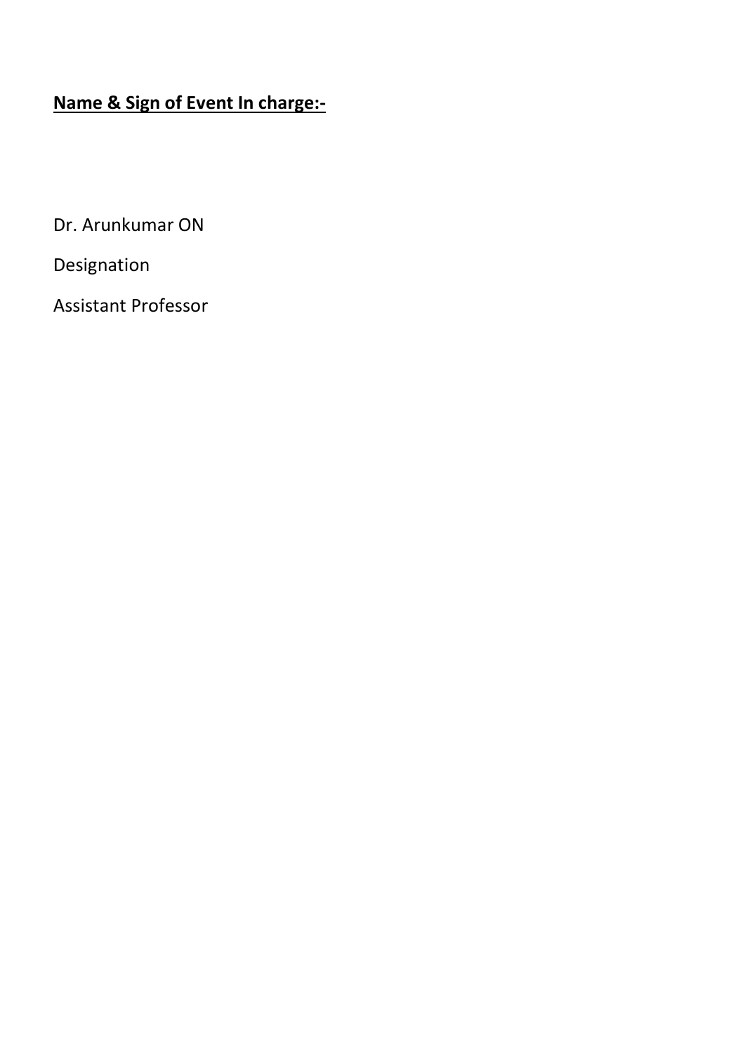**<u>Name & Sign of Event In charge:-</u>**

Dr. Arunkumar ON

Designation

Assistant Professor